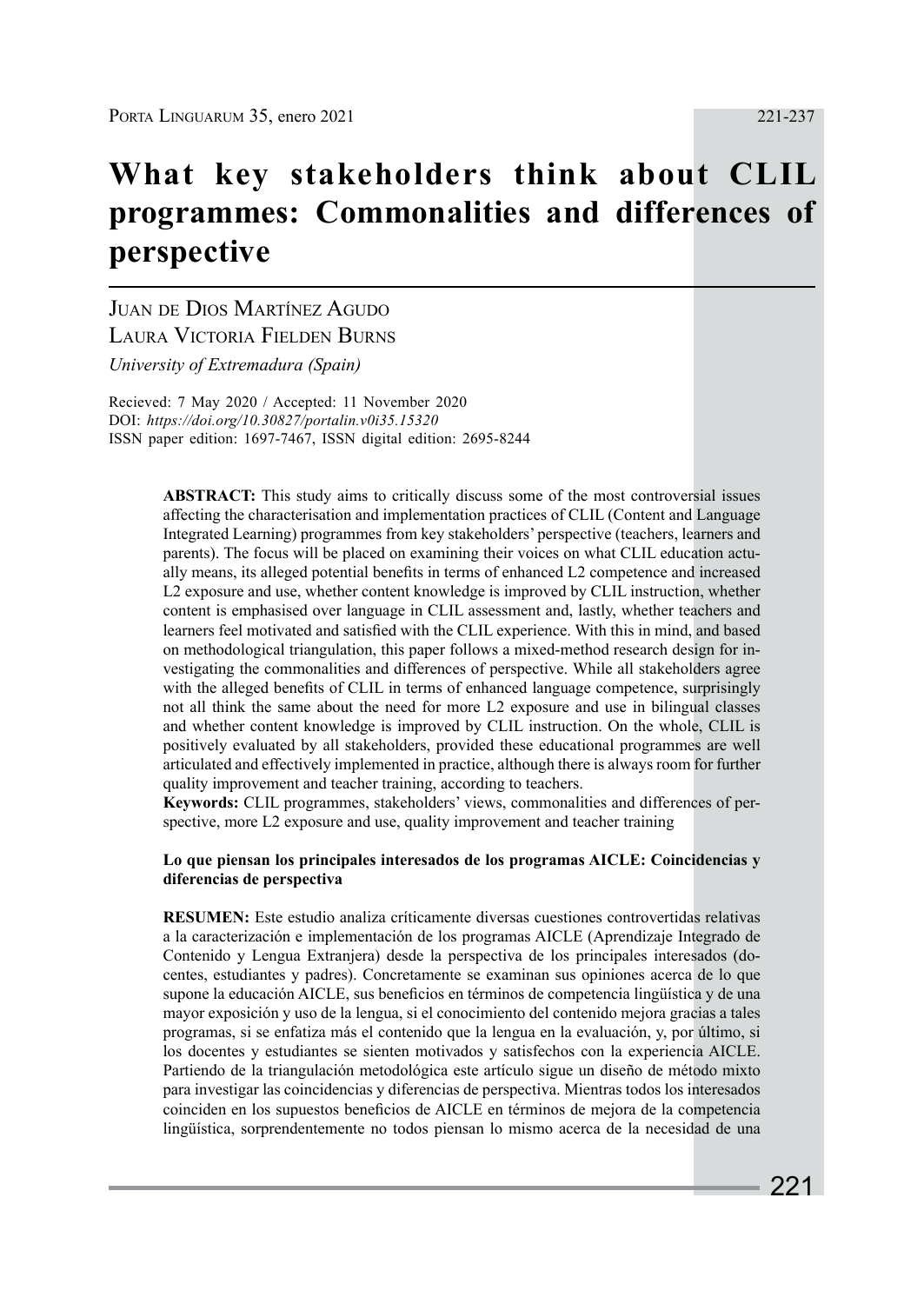# What key stakeholders think about CLIL programmes: Commonalities and differences of perspective

Juan de Dios Martínez Agudo
Laura Victoria Fielden Burns
*University of Extremadura (Spain)*

Recieved: 7 May 2020 / Accepted: 11 November 2020
DOI: *https://doi.org/10.30827/portalin.v0i35.15320*
ISSN paper edition: 1697-7467, ISSN digital edition: 2695-8244

**ABSTRACT:** This study aims to critically discuss some of the most controversial issues affecting the characterisation and implementation practices of CLIL (Content and Language Integrated Learning) programmes from key stakeholders' perspective (teachers, learners and parents). The focus will be placed on examining their voices on what CLIL education actually means, its alleged potential benefits in terms of enhanced L2 competence and increased L2 exposure and use, whether content knowledge is improved by CLIL instruction, whether content is emphasised over language in CLIL assessment and, lastly, whether teachers and learners feel motivated and satisfied with the CLIL experience. With this in mind, and based on methodological triangulation, this paper follows a mixed-method research design for investigating the commonalities and differences of perspective. While all stakeholders agree with the alleged benefits of CLIL in terms of enhanced language competence, surprisingly not all think the same about the need for more L2 exposure and use in bilingual classes and whether content knowledge is improved by CLIL instruction. On the whole, CLIL is positively evaluated by all stakeholders, provided these educational programmes are well articulated and effectively implemented in practice, although there is always room for further quality improvement and teacher training, according to teachers.

**Keywords:** CLIL programmes, stakeholders' views, commonalities and differences of perspective, more L2 exposure and use, quality improvement and teacher training

**Lo que piensan los principales interesados de los programas AICLE: Coincidencias y diferencias de perspectiva**

**RESUMEN:** Este estudio analiza críticamente diversas cuestiones controvertidas relativas a la caracterización e implementación de los programas AICLE (Aprendizaje Integrado de Contenido y Lengua Extranjera) desde la perspectiva de los principales interesados (docentes, estudiantes y padres). Concretamente se examinan sus opiniones acerca de lo que supone la educación AICLE, sus beneficios en términos de competencia lingüística y de una mayor exposición y uso de la lengua, si el conocimiento del contenido mejora gracias a tales programas, si se enfatiza más el contenido que la lengua en la evaluación, y, por último, si los docentes y estudiantes se sienten motivados y satisfechos con la experiencia AICLE. Partiendo de la triangulación metodológica este artículo sigue un diseño de método mixto para investigar las coincidencias y diferencias de perspectiva. Mientras todos los interesados coinciden en los supuestos beneficios de AICLE en términos de mejora de la competencia lingüística, sorprendentemente no todos piensan lo mismo acerca de la necesidad de una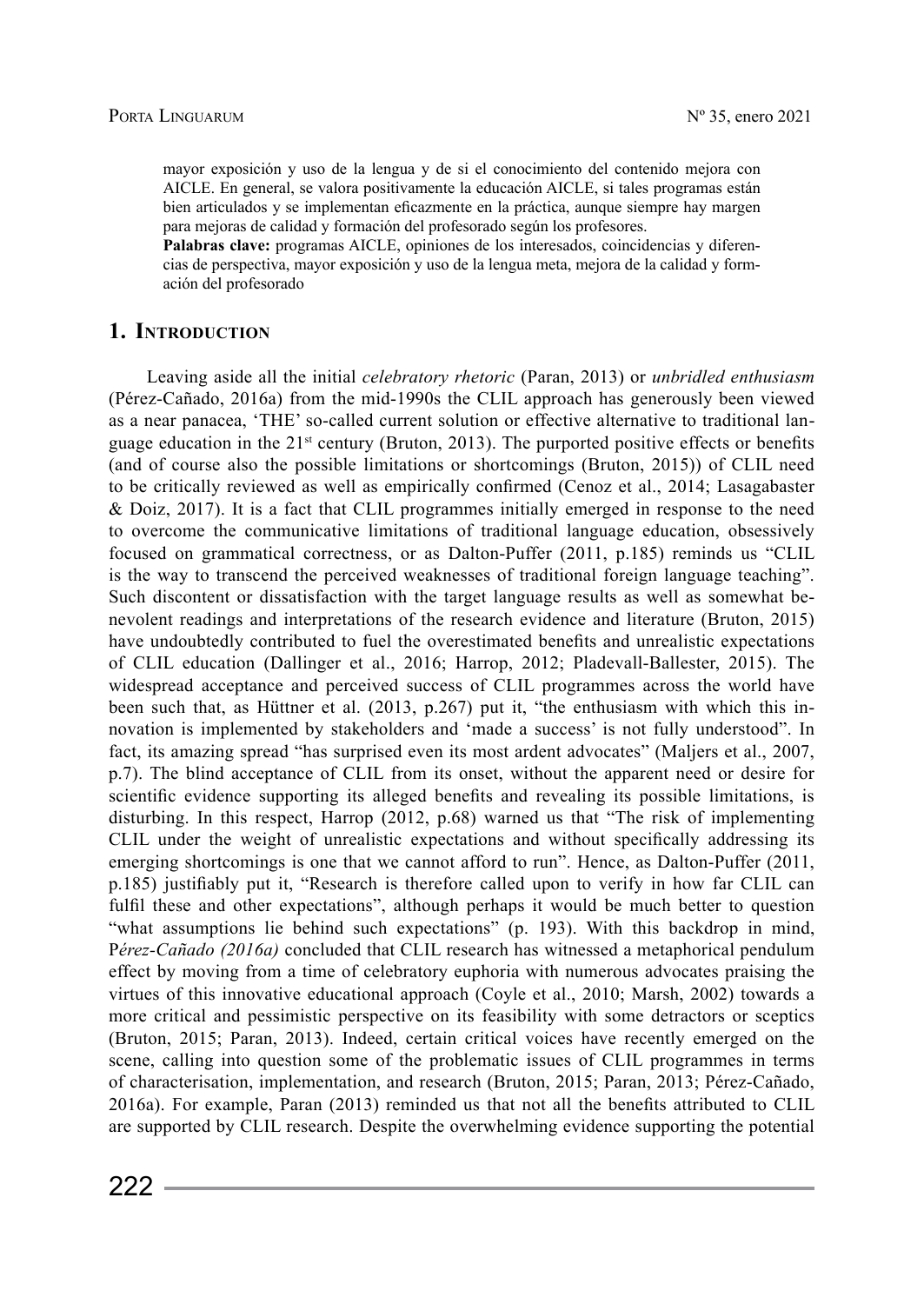mayor exposición y uso de la lengua y de si el conocimiento del contenido mejora con AICLE. En general, se valora positivamente la educación AICLE, si tales programas están bien articulados y se implementan eficazmente en la práctica, aunque siempre hay margen para mejoras de calidad y formación del profesorado según los profesores.

**Palabras clave:** programas AICLE, opiniones de los interesados, coincidencias y diferencias de perspectiva, mayor exposición y uso de la lengua meta, mejora de la calidad y formación del profesorado

## 1. Introduction

Leaving aside all the initial *celebratory rhetoric* (Paran, 2013) or *unbridled enthusiasm* (Pérez-Cañado, 2016a) from the mid-1990s the CLIL approach has generously been viewed as a near panacea, 'THE' so-called current solution or effective alternative to traditional language education in the 21st century (Bruton, 2013). The purported positive effects or benefits (and of course also the possible limitations or shortcomings (Bruton, 2015)) of CLIL need to be critically reviewed as well as empirically confirmed (Cenoz et al., 2014; Lasagabaster & Doiz, 2017). It is a fact that CLIL programmes initially emerged in response to the need to overcome the communicative limitations of traditional language education, obsessively focused on grammatical correctness, or as Dalton-Puffer (2011, p.185) reminds us "CLIL is the way to transcend the perceived weaknesses of traditional foreign language teaching". Such discontent or dissatisfaction with the target language results as well as somewhat benevolent readings and interpretations of the research evidence and literature (Bruton, 2015) have undoubtedly contributed to fuel the overestimated benefits and unrealistic expectations of CLIL education (Dallinger et al., 2016; Harrop, 2012; Pladevall-Ballester, 2015). The widespread acceptance and perceived success of CLIL programmes across the world have been such that, as Hüttner et al. (2013, p.267) put it, "the enthusiasm with which this innovation is implemented by stakeholders and 'made a success' is not fully understood". In fact, its amazing spread "has surprised even its most ardent advocates" (Maljers et al., 2007, p.7). The blind acceptance of CLIL from its onset, without the apparent need or desire for scientific evidence supporting its alleged benefits and revealing its possible limitations, is disturbing. In this respect, Harrop (2012, p.68) warned us that "The risk of implementing CLIL under the weight of unrealistic expectations and without specifically addressing its emerging shortcomings is one that we cannot afford to run". Hence, as Dalton-Puffer (2011, p.185) justifiably put it, "Research is therefore called upon to verify in how far CLIL can fulfil these and other expectations", although perhaps it would be much better to question "what assumptions lie behind such expectations" (p. 193). With this backdrop in mind, P*érez-Cañado (2016a)* concluded that CLIL research has witnessed a metaphorical pendulum effect by moving from a time of celebratory euphoria with numerous advocates praising the virtues of this innovative educational approach (Coyle et al., 2010; Marsh, 2002) towards a more critical and pessimistic perspective on its feasibility with some detractors or sceptics (Bruton, 2015; Paran, 2013). Indeed, certain critical voices have recently emerged on the scene, calling into question some of the problematic issues of CLIL programmes in terms of characterisation, implementation, and research (Bruton, 2015; Paran, 2013; Pérez-Cañado, 2016a). For example, Paran (2013) reminded us that not all the benefits attributed to CLIL are supported by CLIL research. Despite the overwhelming evidence supporting the potential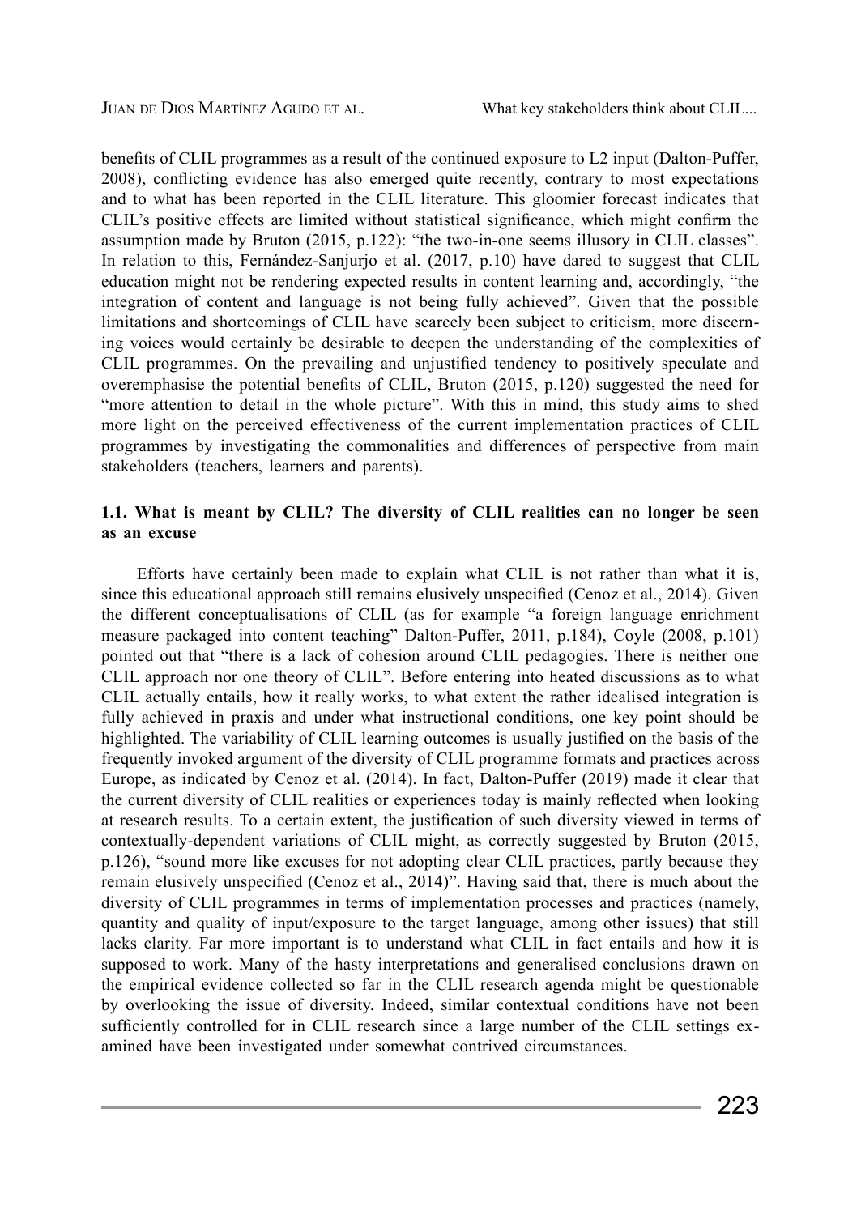benefits of CLIL programmes as a result of the continued exposure to L2 input (Dalton-Puffer, 2008), conflicting evidence has also emerged quite recently, contrary to most expectations and to what has been reported in the CLIL literature. This gloomier forecast indicates that CLIL's positive effects are limited without statistical significance, which might confirm the assumption made by Bruton (2015, p.122): "the two-in-one seems illusory in CLIL classes". In relation to this, Fernández-Sanjurjo et al. (2017, p.10) have dared to suggest that CLIL education might not be rendering expected results in content learning and, accordingly, "the integration of content and language is not being fully achieved". Given that the possible limitations and shortcomings of CLIL have scarcely been subject to criticism, more discerning voices would certainly be desirable to deepen the understanding of the complexities of CLIL programmes. On the prevailing and unjustified tendency to positively speculate and overemphasise the potential benefits of CLIL, Bruton (2015, p.120) suggested the need for "more attention to detail in the whole picture". With this in mind, this study aims to shed more light on the perceived effectiveness of the current implementation practices of CLIL programmes by investigating the commonalities and differences of perspective from main stakeholders (teachers, learners and parents).

### 1.1. What is meant by CLIL? The diversity of CLIL realities can no longer be seen as an excuse

Efforts have certainly been made to explain what CLIL is not rather than what it is, since this educational approach still remains elusively unspecified (Cenoz et al., 2014). Given the different conceptualisations of CLIL (as for example "a foreign language enrichment measure packaged into content teaching" Dalton-Puffer, 2011, p.184), Coyle (2008, p.101) pointed out that "there is a lack of cohesion around CLIL pedagogies. There is neither one CLIL approach nor one theory of CLIL". Before entering into heated discussions as to what CLIL actually entails, how it really works, to what extent the rather idealised integration is fully achieved in praxis and under what instructional conditions, one key point should be highlighted. The variability of CLIL learning outcomes is usually justified on the basis of the frequently invoked argument of the diversity of CLIL programme formats and practices across Europe, as indicated by Cenoz et al. (2014). In fact, Dalton-Puffer (2019) made it clear that the current diversity of CLIL realities or experiences today is mainly reflected when looking at research results. To a certain extent, the justification of such diversity viewed in terms of contextually-dependent variations of CLIL might, as correctly suggested by Bruton (2015, p.126), "sound more like excuses for not adopting clear CLIL practices, partly because they remain elusively unspecified (Cenoz et al., 2014)". Having said that, there is much about the diversity of CLIL programmes in terms of implementation processes and practices (namely, quantity and quality of input/exposure to the target language, among other issues) that still lacks clarity. Far more important is to understand what CLIL in fact entails and how it is supposed to work. Many of the hasty interpretations and generalised conclusions drawn on the empirical evidence collected so far in the CLIL research agenda might be questionable by overlooking the issue of diversity. Indeed, similar contextual conditions have not been sufficiently controlled for in CLIL research since a large number of the CLIL settings examined have been investigated under somewhat contrived circumstances.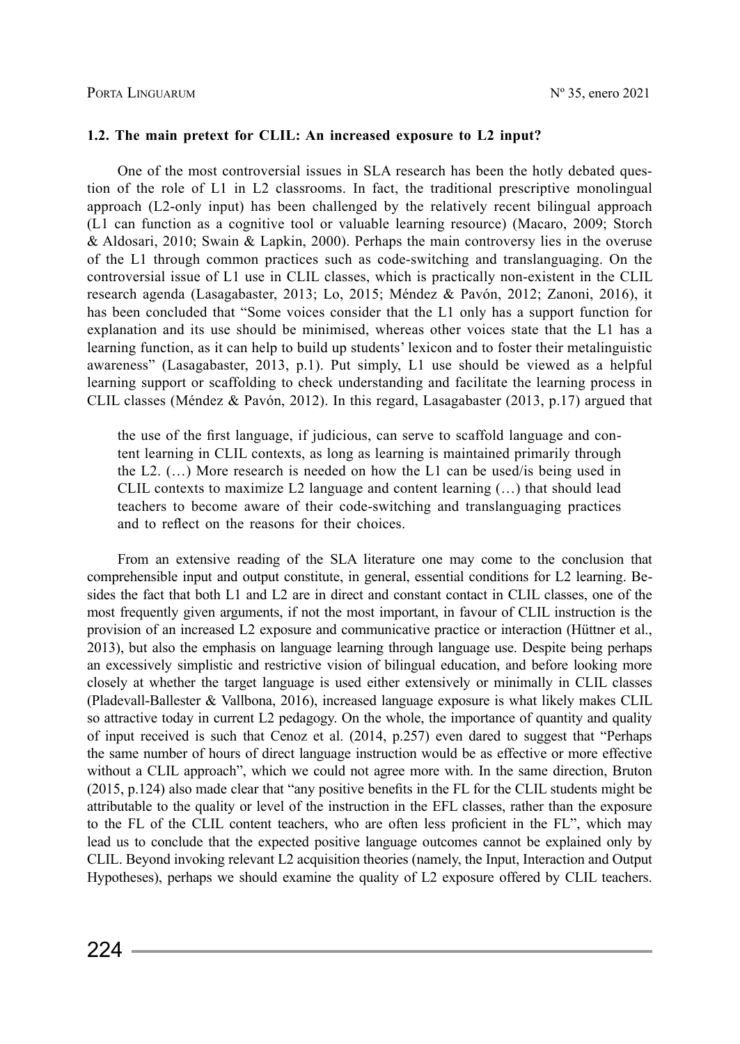### 1.2. The main pretext for CLIL: An increased exposure to L2 input?

One of the most controversial issues in SLA research has been the hotly debated question of the role of L1 in L2 classrooms. In fact, the traditional prescriptive monolingual approach (L2-only input) has been challenged by the relatively recent bilingual approach (L1 can function as a cognitive tool or valuable learning resource) (Macaro, 2009; Storch & Aldosari, 2010; Swain & Lapkin, 2000). Perhaps the main controversy lies in the overuse of the L1 through common practices such as code-switching and translanguaging. On the controversial issue of L1 use in CLIL classes, which is practically non-existent in the CLIL research agenda (Lasagabaster, 2013; Lo, 2015; Méndez & Pavón, 2012; Zanoni, 2016), it has been concluded that "Some voices consider that the L1 only has a support function for explanation and its use should be minimised, whereas other voices state that the L1 has a learning function, as it can help to build up students' lexicon and to foster their metalinguistic awareness" (Lasagabaster, 2013, p.1). Put simply, L1 use should be viewed as a helpful learning support or scaffolding to check understanding and facilitate the learning process in CLIL classes (Méndez & Pavón, 2012). In this regard, Lasagabaster (2013, p.17) argued that

> the use of the first language, if judicious, can serve to scaffold language and content learning in CLIL contexts, as long as learning is maintained primarily through the L2. (…) More research is needed on how the L1 can be used/is being used in CLIL contexts to maximize L2 language and content learning (…) that should lead teachers to become aware of their code-switching and translanguaging practices and to reflect on the reasons for their choices.

From an extensive reading of the SLA literature one may come to the conclusion that comprehensible input and output constitute, in general, essential conditions for L2 learning. Besides the fact that both L1 and L2 are in direct and constant contact in CLIL classes, one of the most frequently given arguments, if not the most important, in favour of CLIL instruction is the provision of an increased L2 exposure and communicative practice or interaction (Hüttner et al., 2013), but also the emphasis on language learning through language use. Despite being perhaps an excessively simplistic and restrictive vision of bilingual education, and before looking more closely at whether the target language is used either extensively or minimally in CLIL classes (Pladevall-Ballester & Vallbona, 2016), increased language exposure is what likely makes CLIL so attractive today in current L2 pedagogy. On the whole, the importance of quantity and quality of input received is such that Cenoz et al. (2014, p.257) even dared to suggest that "Perhaps the same number of hours of direct language instruction would be as effective or more effective without a CLIL approach", which we could not agree more with. In the same direction, Bruton (2015, p.124) also made clear that "any positive benefits in the FL for the CLIL students might be attributable to the quality or level of the instruction in the EFL classes, rather than the exposure to the FL of the CLIL content teachers, who are often less proficient in the FL", which may lead us to conclude that the expected positive language outcomes cannot be explained only by CLIL. Beyond invoking relevant L2 acquisition theories (namely, the Input, Interaction and Output Hypotheses), perhaps we should examine the quality of L2 exposure offered by CLIL teachers.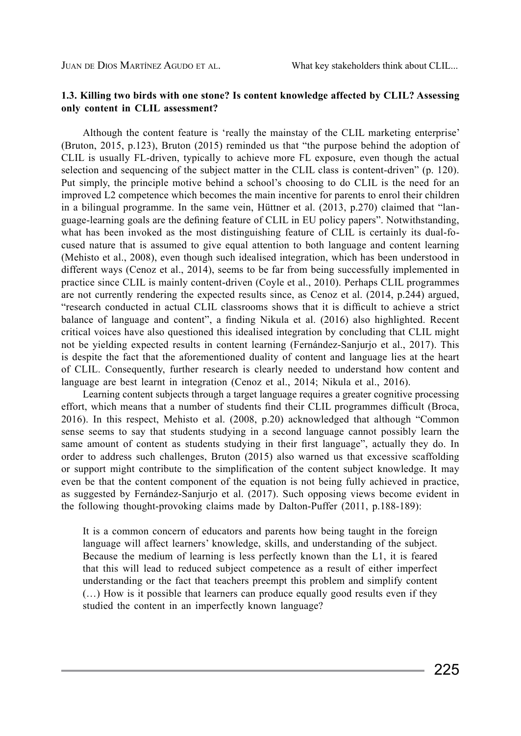### 1.3. Killing two birds with one stone? Is content knowledge affected by CLIL? Assessing only content in CLIL assessment?

Although the content feature is 'really the mainstay of the CLIL marketing enterprise' (Bruton, 2015, p.123), Bruton (2015) reminded us that "the purpose behind the adoption of CLIL is usually FL-driven, typically to achieve more FL exposure, even though the actual selection and sequencing of the subject matter in the CLIL class is content-driven" (p. 120). Put simply, the principle motive behind a school's choosing to do CLIL is the need for an improved L2 competence which becomes the main incentive for parents to enrol their children in a bilingual programme. In the same vein, Hüttner et al. (2013, p.270) claimed that "language-learning goals are the defining feature of CLIL in EU policy papers". Notwithstanding, what has been invoked as the most distinguishing feature of CLIL is certainly its dual-focused nature that is assumed to give equal attention to both language and content learning (Mehisto et al., 2008), even though such idealised integration, which has been understood in different ways (Cenoz et al., 2014), seems to be far from being successfully implemented in practice since CLIL is mainly content-driven (Coyle et al., 2010). Perhaps CLIL programmes are not currently rendering the expected results since, as Cenoz et al. (2014, p.244) argued, "research conducted in actual CLIL classrooms shows that it is difficult to achieve a strict balance of language and content", a finding Nikula et al. (2016) also highlighted. Recent critical voices have also questioned this idealised integration by concluding that CLIL might not be yielding expected results in content learning (Fernández-Sanjurjo et al., 2017). This is despite the fact that the aforementioned duality of content and language lies at the heart of CLIL. Consequently, further research is clearly needed to understand how content and language are best learnt in integration (Cenoz et al., 2014; Nikula et al., 2016).

Learning content subjects through a target language requires a greater cognitive processing effort, which means that a number of students find their CLIL programmes difficult (Broca, 2016). In this respect, Mehisto et al. (2008, p.20) acknowledged that although "Common sense seems to say that students studying in a second language cannot possibly learn the same amount of content as students studying in their first language", actually they do. In order to address such challenges, Bruton (2015) also warned us that excessive scaffolding or support might contribute to the simplification of the content subject knowledge. It may even be that the content component of the equation is not being fully achieved in practice, as suggested by Fernández-Sanjurjo et al. (2017). Such opposing views become evident in the following thought-provoking claims made by Dalton-Puffer (2011, p.188-189):

> It is a common concern of educators and parents how being taught in the foreign language will affect learners' knowledge, skills, and understanding of the subject. Because the medium of learning is less perfectly known than the L1, it is feared that this will lead to reduced subject competence as a result of either imperfect understanding or the fact that teachers preempt this problem and simplify content (…) How is it possible that learners can produce equally good results even if they studied the content in an imperfectly known language?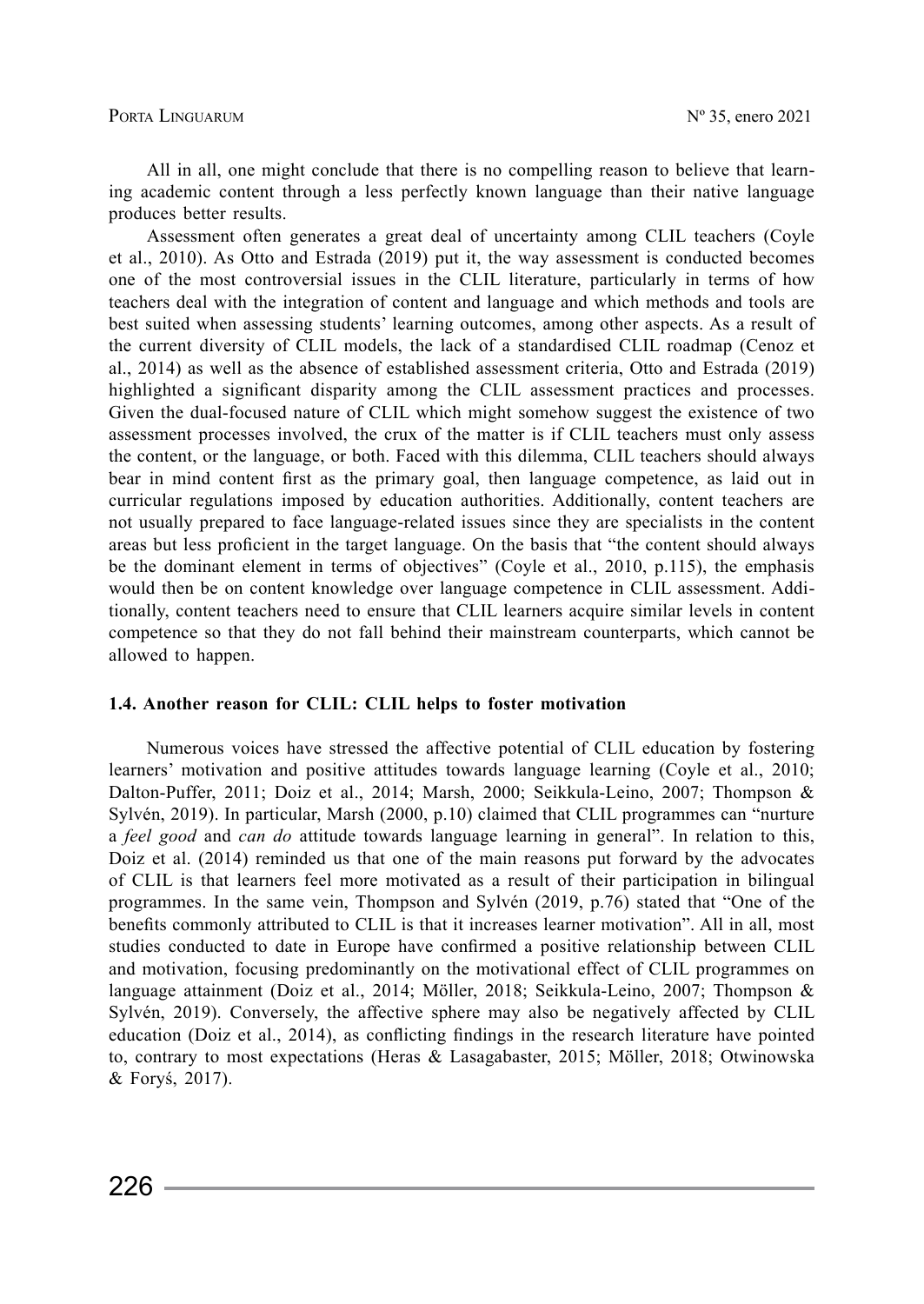All in all, one might conclude that there is no compelling reason to believe that learning academic content through a less perfectly known language than their native language produces better results.

Assessment often generates a great deal of uncertainty among CLIL teachers (Coyle et al., 2010). As Otto and Estrada (2019) put it, the way assessment is conducted becomes one of the most controversial issues in the CLIL literature, particularly in terms of how teachers deal with the integration of content and language and which methods and tools are best suited when assessing students' learning outcomes, among other aspects. As a result of the current diversity of CLIL models, the lack of a standardised CLIL roadmap (Cenoz et al., 2014) as well as the absence of established assessment criteria, Otto and Estrada (2019) highlighted a significant disparity among the CLIL assessment practices and processes. Given the dual-focused nature of CLIL which might somehow suggest the existence of two assessment processes involved, the crux of the matter is if CLIL teachers must only assess the content, or the language, or both. Faced with this dilemma, CLIL teachers should always bear in mind content first as the primary goal, then language competence, as laid out in curricular regulations imposed by education authorities. Additionally, content teachers are not usually prepared to face language-related issues since they are specialists in the content areas but less proficient in the target language. On the basis that "the content should always be the dominant element in terms of objectives" (Coyle et al., 2010, p.115), the emphasis would then be on content knowledge over language competence in CLIL assessment. Additionally, content teachers need to ensure that CLIL learners acquire similar levels in content competence so that they do not fall behind their mainstream counterparts, which cannot be allowed to happen.

### 1.4. Another reason for CLIL: CLIL helps to foster motivation

Numerous voices have stressed the affective potential of CLIL education by fostering learners' motivation and positive attitudes towards language learning (Coyle et al., 2010; Dalton-Puffer, 2011; Doiz et al., 2014; Marsh, 2000; Seikkula-Leino, 2007; Thompson & Sylvén, 2019). In particular, Marsh (2000, p.10) claimed that CLIL programmes can "nurture a *feel good* and *can do* attitude towards language learning in general". In relation to this, Doiz et al. (2014) reminded us that one of the main reasons put forward by the advocates of CLIL is that learners feel more motivated as a result of their participation in bilingual programmes. In the same vein, Thompson and Sylvén (2019, p.76) stated that "One of the benefits commonly attributed to CLIL is that it increases learner motivation". All in all, most studies conducted to date in Europe have confirmed a positive relationship between CLIL and motivation, focusing predominantly on the motivational effect of CLIL programmes on language attainment (Doiz et al., 2014; Möller, 2018; Seikkula-Leino, 2007; Thompson & Sylvén, 2019). Conversely, the affective sphere may also be negatively affected by CLIL education (Doiz et al., 2014), as conflicting findings in the research literature have pointed to, contrary to most expectations (Heras & Lasagabaster, 2015; Möller, 2018; Otwinowska & Foryś, 2017).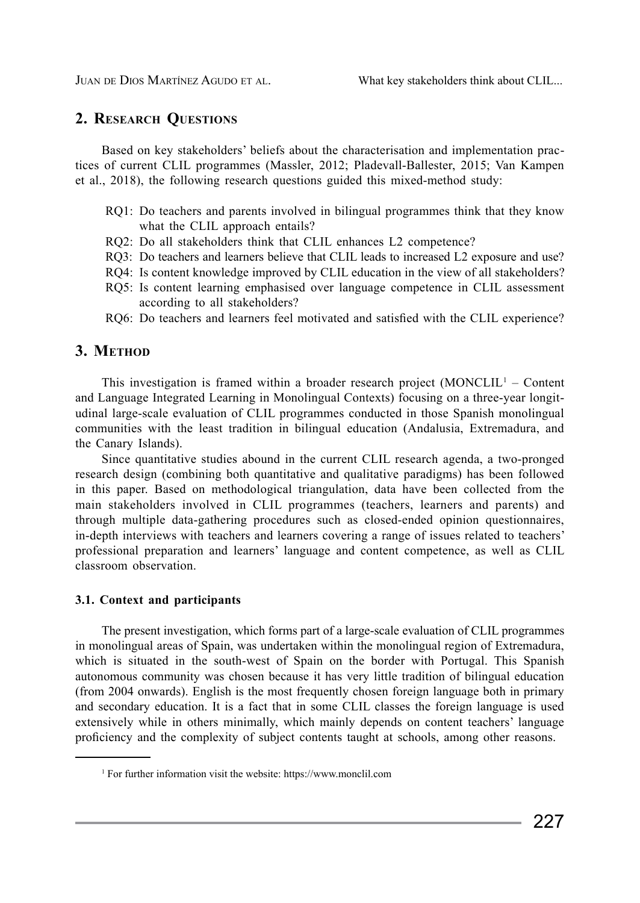## 2. Research Questions

Based on key stakeholders' beliefs about the characterisation and implementation practices of current CLIL programmes (Massler, 2012; Pladevall-Ballester, 2015; Van Kampen et al., 2018), the following research questions guided this mixed-method study:

- RQ1: Do teachers and parents involved in bilingual programmes think that they know what the CLIL approach entails?
- RQ2: Do all stakeholders think that CLIL enhances L2 competence?
- RQ3: Do teachers and learners believe that CLIL leads to increased L2 exposure and use?
- RQ4: Is content knowledge improved by CLIL education in the view of all stakeholders?
- RQ5: Is content learning emphasised over language competence in CLIL assessment according to all stakeholders?
- RQ6: Do teachers and learners feel motivated and satisfied with the CLIL experience?

## 3. Method

This investigation is framed within a broader research project (MONCLIL[1] – Content and Language Integrated Learning in Monolingual Contexts) focusing on a three-year longitudinal large-scale evaluation of CLIL programmes conducted in those Spanish monolingual communities with the least tradition in bilingual education (Andalusia, Extremadura, and the Canary Islands).

Since quantitative studies abound in the current CLIL research agenda, a two-pronged research design (combining both quantitative and qualitative paradigms) has been followed in this paper. Based on methodological triangulation, data have been collected from the main stakeholders involved in CLIL programmes (teachers, learners and parents) and through multiple data-gathering procedures such as closed-ended opinion questionnaires, in-depth interviews with teachers and learners covering a range of issues related to teachers' professional preparation and learners' language and content competence, as well as CLIL classroom observation.

### 3.1. Context and participants

The present investigation, which forms part of a large-scale evaluation of CLIL programmes in monolingual areas of Spain, was undertaken within the monolingual region of Extremadura, which is situated in the south-west of Spain on the border with Portugal. This Spanish autonomous community was chosen because it has very little tradition of bilingual education (from 2004 onwards). English is the most frequently chosen foreign language both in primary and secondary education. It is a fact that in some CLIL classes the foreign language is used extensively while in others minimally, which mainly depends on content teachers' language proficiency and the complexity of subject contents taught at schools, among other reasons.

[1] For further information visit the website: https://www.monclil.com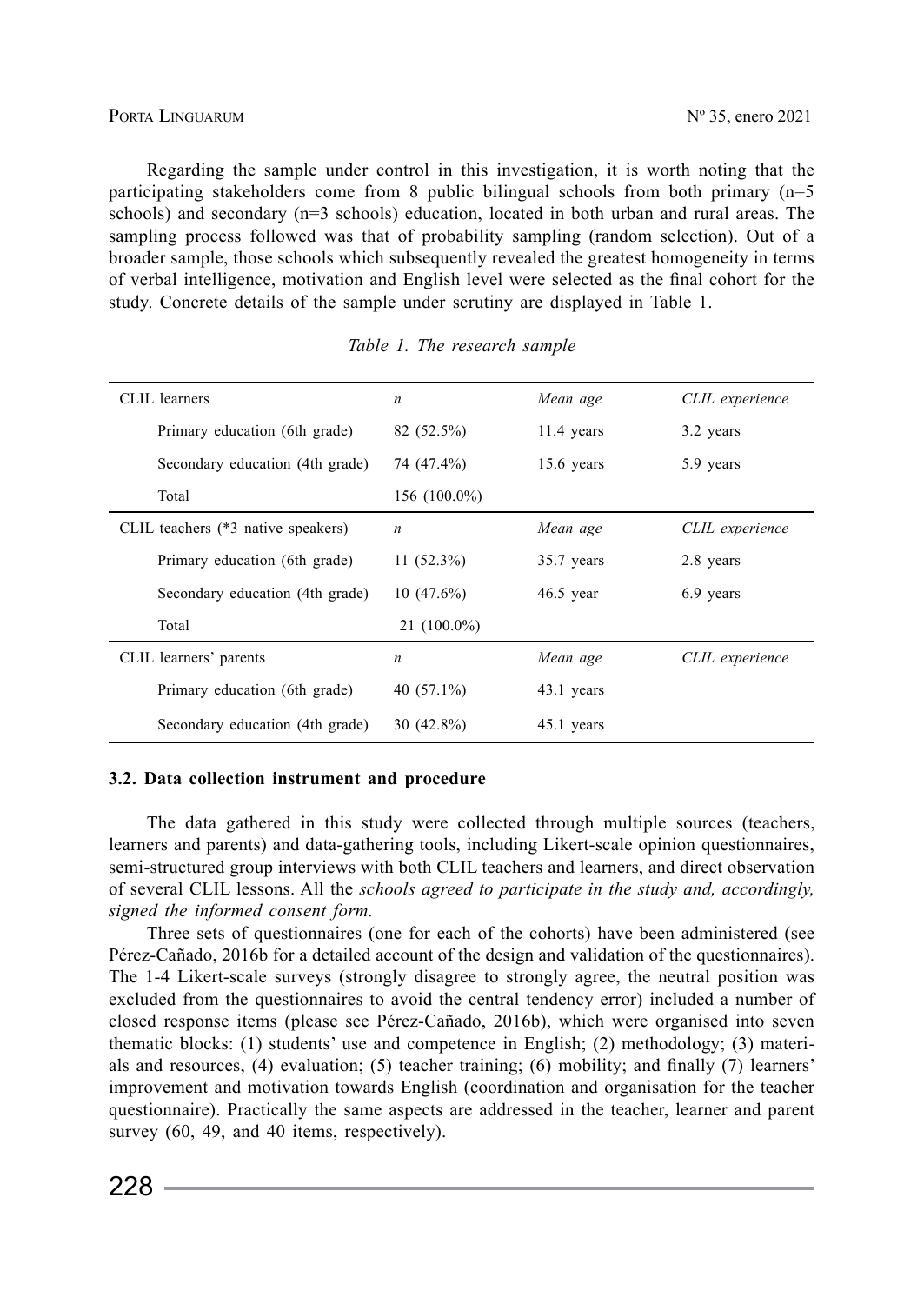Regarding the sample under control in this investigation, it is worth noting that the participating stakeholders come from 8 public bilingual schools from both primary (n=5 schools) and secondary (n=3 schools) education, located in both urban and rural areas. The sampling process followed was that of probability sampling (random selection). Out of a broader sample, those schools which subsequently revealed the greatest homogeneity in terms of verbal intelligence, motivation and English level were selected as the final cohort for the study. Concrete details of the sample under scrutiny are displayed in Table 1.

*Table 1. The research sample*

| CLIL learners | *n* | *Mean age* | *CLIL experience* |
|---|---|---|---|
| Primary education (6th grade) | 82 (52.5%) | 11.4 years | 3.2 years |
| Secondary education (4th grade) | 74 (47.4%) | 15.6 years | 5.9 years |
| Total | 156 (100.0%) | | |
| CLIL teachers (*3 native speakers) | *n* | *Mean age* | *CLIL experience* |
| Primary education (6th grade) | 11 (52.3%) | 35.7 years | 2.8 years |
| Secondary education (4th grade) | 10 (47.6%) | 46.5 year | 6.9 years |
| Total | 21 (100.0%) | | |
| CLIL learners' parents | *n* | *Mean age* | *CLIL experience* |
| Primary education (6th grade) | 40 (57.1%) | 43.1 years | |
| Secondary education (4th grade) | 30 (42.8%) | 45.1 years | |

### 3.2. Data collection instrument and procedure

The data gathered in this study were collected through multiple sources (teachers, learners and parents) and data-gathering tools, including Likert-scale opinion questionnaires, semi-structured group interviews with both CLIL teachers and learners, and direct observation of several CLIL lessons. All the *schools agreed to participate in the study and, accordingly, signed the informed consent form.*

Three sets of questionnaires (one for each of the cohorts) have been administered (see Pérez-Cañado, 2016b for a detailed account of the design and validation of the questionnaires). The 1-4 Likert-scale surveys (strongly disagree to strongly agree, the neutral position was excluded from the questionnaires to avoid the central tendency error) included a number of closed response items (please see Pérez-Cañado, 2016b), which were organised into seven thematic blocks: (1) students' use and competence in English; (2) methodology; (3) materials and resources, (4) evaluation; (5) teacher training; (6) mobility; and finally (7) learners' improvement and motivation towards English (coordination and organisation for the teacher questionnaire). Practically the same aspects are addressed in the teacher, learner and parent survey (60, 49, and 40 items, respectively).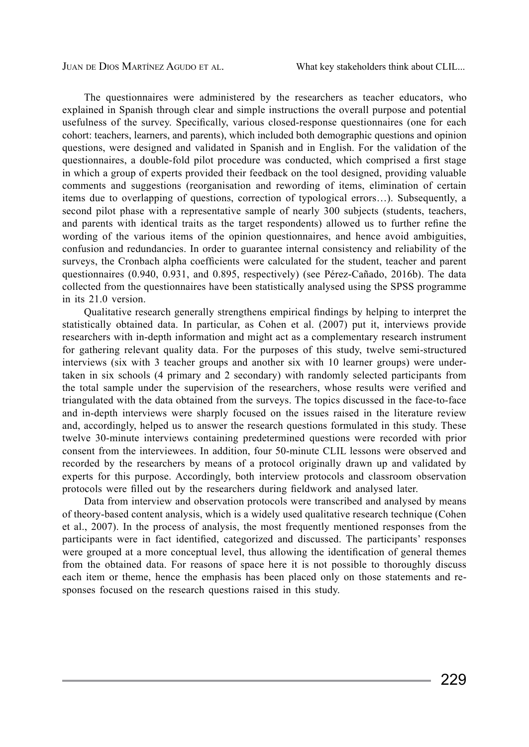The questionnaires were administered by the researchers as teacher educators, who explained in Spanish through clear and simple instructions the overall purpose and potential usefulness of the survey. Specifically, various closed-response questionnaires (one for each cohort: teachers, learners, and parents), which included both demographic questions and opinion questions, were designed and validated in Spanish and in English. For the validation of the questionnaires, a double-fold pilot procedure was conducted, which comprised a first stage in which a group of experts provided their feedback on the tool designed, providing valuable comments and suggestions (reorganisation and rewording of items, elimination of certain items due to overlapping of questions, correction of typological errors…). Subsequently, a second pilot phase with a representative sample of nearly 300 subjects (students, teachers, and parents with identical traits as the target respondents) allowed us to further refine the wording of the various items of the opinion questionnaires, and hence avoid ambiguities, confusion and redundancies. In order to guarantee internal consistency and reliability of the surveys, the Cronbach alpha coefficients were calculated for the student, teacher and parent questionnaires (0.940, 0.931, and 0.895, respectively) (see Pérez-Cañado, 2016b). The data collected from the questionnaires have been statistically analysed using the SPSS programme in its 21.0 version.

Qualitative research generally strengthens empirical findings by helping to interpret the statistically obtained data. In particular, as Cohen et al. (2007) put it, interviews provide researchers with in-depth information and might act as a complementary research instrument for gathering relevant quality data. For the purposes of this study, twelve semi-structured interviews (six with 3 teacher groups and another six with 10 learner groups) were undertaken in six schools (4 primary and 2 secondary) with randomly selected participants from the total sample under the supervision of the researchers, whose results were verified and triangulated with the data obtained from the surveys. The topics discussed in the face-to-face and in-depth interviews were sharply focused on the issues raised in the literature review and, accordingly, helped us to answer the research questions formulated in this study. These twelve 30-minute interviews containing predetermined questions were recorded with prior consent from the interviewees. In addition, four 50-minute CLIL lessons were observed and recorded by the researchers by means of a protocol originally drawn up and validated by experts for this purpose. Accordingly, both interview protocols and classroom observation protocols were filled out by the researchers during fieldwork and analysed later.

Data from interview and observation protocols were transcribed and analysed by means of theory-based content analysis, which is a widely used qualitative research technique (Cohen et al., 2007). In the process of analysis, the most frequently mentioned responses from the participants were in fact identified, categorized and discussed. The participants' responses were grouped at a more conceptual level, thus allowing the identification of general themes from the obtained data. For reasons of space here it is not possible to thoroughly discuss each item or theme, hence the emphasis has been placed only on those statements and responses focused on the research questions raised in this study.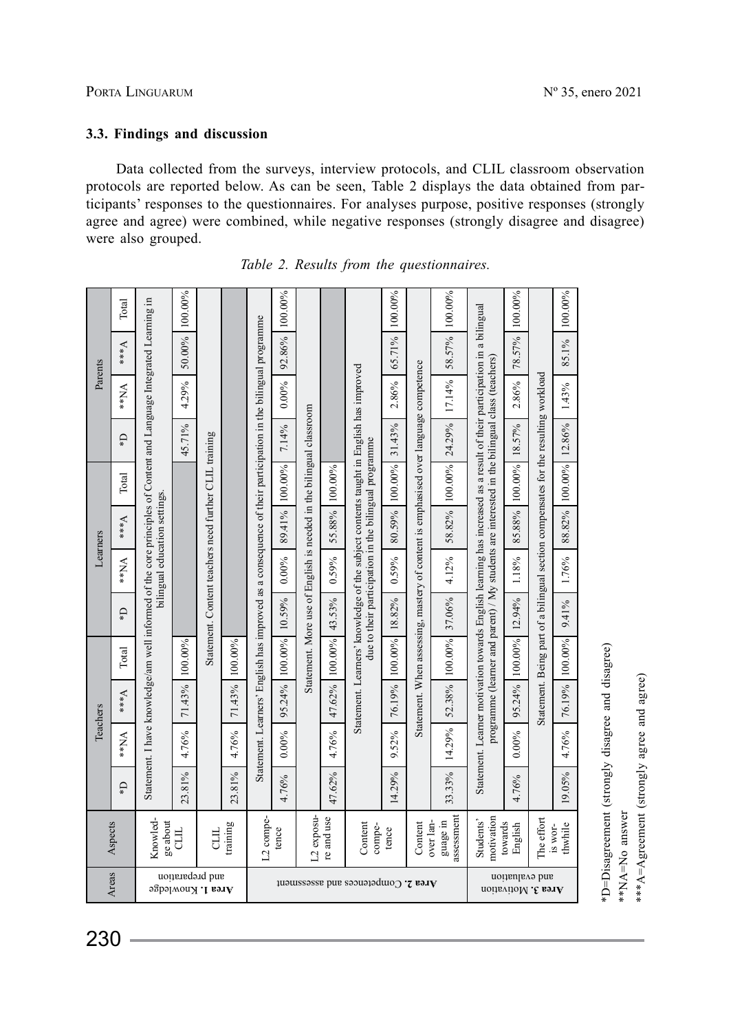### 3.3. Findings and discussion

Data collected from the surveys, interview protocols, and CLIL classroom observation protocols are reported below. As can be seen, Table 2 displays the data obtained from participants' responses to the questionnaires. For analyses purpose, positive responses (strongly agree and agree) were combined, while negative responses (strongly disagree and disagree) were also grouped.

*Table 2. Results from the questionnaires.*

| Areas | Aspects | Teachers *D | Teachers **NA | Teachers ***A | Teachers Total | Learners *D | Learners **NA | Learners ***A | Learners Total | Parents *D | Parents **NA | Parents ***A | Parents Total |
|---|---|---|---|---|---|---|---|---|---|---|---|---|---|
| **Area 1.** Knowledge and preparation | Knowledge about CLIL | Statement. I have knowledge/am well informed of the core principles of Content and Language Integrated Learning in bilingual education settings. | | | | | | | | | | | |
| | | 23.81% | 4.76% | 71.43% | 100.00% | | | | | 45.71% | 4.29% | 50.00% | 100.00% |
| | CLIL training | Statement. Content teachers need further CLIL training | | | | | | | | | | | |
| | | 23.81% | 4.76% | 71.43% | 100.00% | | | | | | | | |
| **Area 2.** Competences and assessment | L2 competence | Statement. Learners' English has improved as a consequence of their participation in the bilingual programme | | | | | | | | | | | |
| | | 4.76% | 0.00% | 95.24% | 100.00% | 10.59% | 0.00% | 89.41% | 100.00% | 7.14% | 0.00% | 92.86% | 100.00% |
| | L2 exposure and use | Statement. More use of English is needed in the bilingual classroom | | | | | | | | | | | |
| | | 47.62% | 4.76% | 47.62% | 100.00% | 43.53% | 0.59% | 55.88% | 100.00% | | | | |
| | Content competence | Statement. Learners' knowledge of the subject contents taught in English has improved due to their participation in the bilingual programme | | | | | | | | | | | |
| | | 14.29% | 9.52% | 76.19% | 100.00% | 18.82% | 0.59% | 80.59% | 100.00% | 31.43% | 2.86% | 65.71% | 100.00% |
| | Content over language in assessment | Statement. When assessing, mastery of content is emphasised over language competence | | | | | | | | | | | |
| | | 33.33% | 14.29% | 52.38% | 100.00% | 37.06% | 4.12% | 58.82% | 100.00% | 24.29% | 17.14% | 58.57% | 100.00% |
| **Area 3.** Motivation and evaluation | Students' motivation towards English | Statement. Learner motivation towards English learning has increased as a result of their participation in a bilingual programme (learner and parent) / My students are interested in the bilingual class (teachers) | | | | | | | | | | | |
| | | 4.76% | 0.00% | 95.24% | 100.00% | 12.94% | 1.18% | 85.88% | 100.00% | 18.57% | 2.86% | 78.57% | 100.00% |
| | The effort is worthwhile | Statement. Being part of a bilingual section compensates for the resulting workload | | | | | | | | | | | |
| | | 19.05% | 4.76% | 76.19% | 100.00% | 9.41% | 1.76% | 88.82% | 100.00% | 12.86% | 1.43% | 85.1% | 100.00% |

*D=Disagreement (strongly disagree and disagree)
**NA=No answer
***A=Agreement (strongly agree and agree)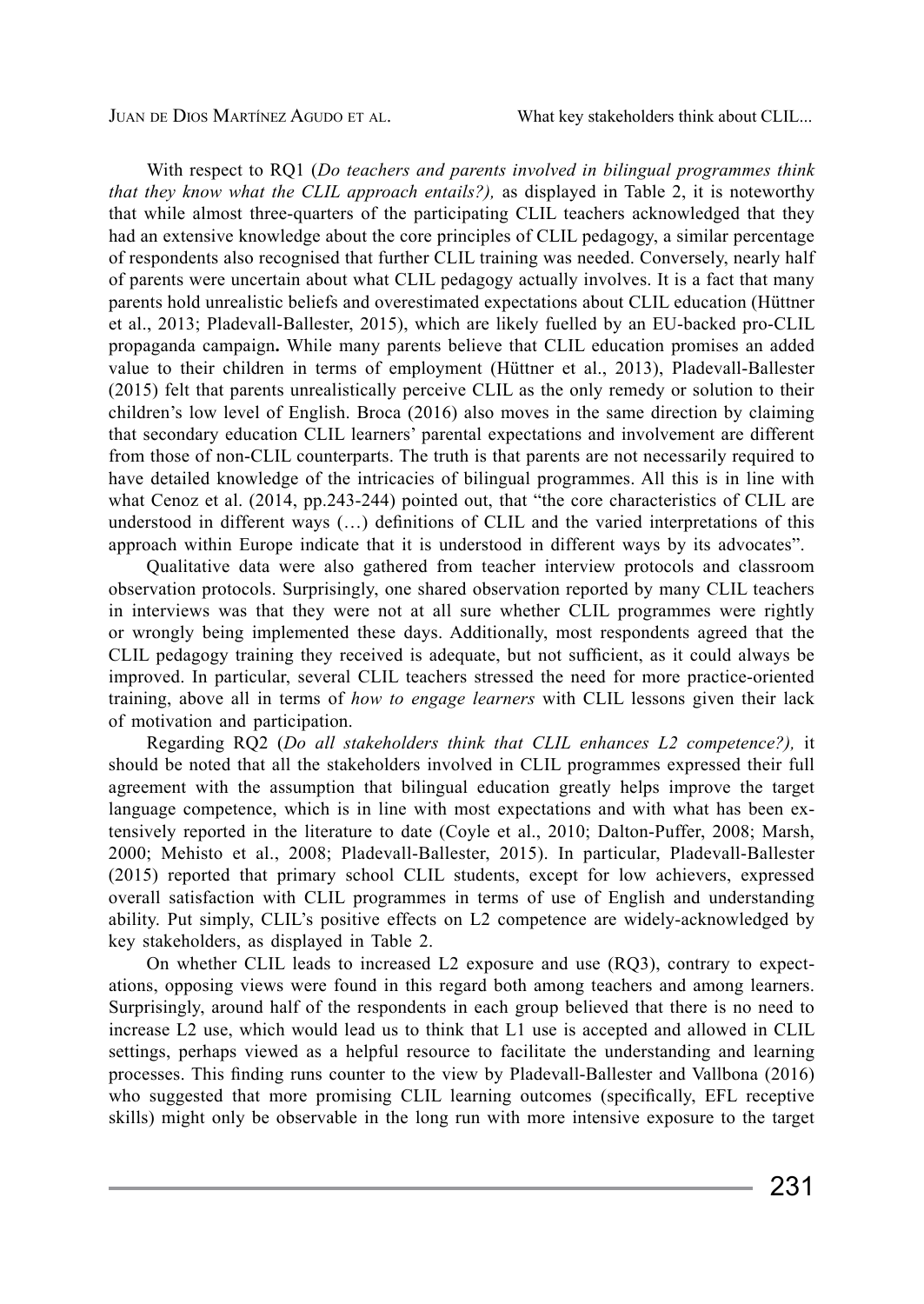With respect to RQ1 (*Do teachers and parents involved in bilingual programmes think that they know what the CLIL approach entails?),* as displayed in Table 2, it is noteworthy that while almost three-quarters of the participating CLIL teachers acknowledged that they had an extensive knowledge about the core principles of CLIL pedagogy, a similar percentage of respondents also recognised that further CLIL training was needed. Conversely, nearly half of parents were uncertain about what CLIL pedagogy actually involves. It is a fact that many parents hold unrealistic beliefs and overestimated expectations about CLIL education (Hüttner et al., 2013; Pladevall-Ballester, 2015), which are likely fuelled by an EU-backed pro-CLIL propaganda campaign**.** While many parents believe that CLIL education promises an added value to their children in terms of employment (Hüttner et al., 2013), Pladevall-Ballester (2015) felt that parents unrealistically perceive CLIL as the only remedy or solution to their children's low level of English. Broca (2016) also moves in the same direction by claiming that secondary education CLIL learners' parental expectations and involvement are different from those of non-CLIL counterparts. The truth is that parents are not necessarily required to have detailed knowledge of the intricacies of bilingual programmes. All this is in line with what Cenoz et al. (2014, pp.243-244) pointed out, that "the core characteristics of CLIL are understood in different ways (…) definitions of CLIL and the varied interpretations of this approach within Europe indicate that it is understood in different ways by its advocates".

Qualitative data were also gathered from teacher interview protocols and classroom observation protocols. Surprisingly, one shared observation reported by many CLIL teachers in interviews was that they were not at all sure whether CLIL programmes were rightly or wrongly being implemented these days. Additionally, most respondents agreed that the CLIL pedagogy training they received is adequate, but not sufficient, as it could always be improved. In particular, several CLIL teachers stressed the need for more practice-oriented training, above all in terms of *how to engage learners* with CLIL lessons given their lack of motivation and participation.

Regarding RQ2 (*Do all stakeholders think that CLIL enhances L2 competence?),* it should be noted that all the stakeholders involved in CLIL programmes expressed their full agreement with the assumption that bilingual education greatly helps improve the target language competence, which is in line with most expectations and with what has been extensively reported in the literature to date (Coyle et al., 2010; Dalton-Puffer, 2008; Marsh, 2000; Mehisto et al., 2008; Pladevall-Ballester, 2015). In particular, Pladevall-Ballester (2015) reported that primary school CLIL students, except for low achievers, expressed overall satisfaction with CLIL programmes in terms of use of English and understanding ability. Put simply, CLIL's positive effects on L2 competence are widely-acknowledged by key stakeholders, as displayed in Table 2.

On whether CLIL leads to increased L2 exposure and use (RQ3), contrary to expectations, opposing views were found in this regard both among teachers and among learners. Surprisingly, around half of the respondents in each group believed that there is no need to increase L2 use, which would lead us to think that L1 use is accepted and allowed in CLIL settings, perhaps viewed as a helpful resource to facilitate the understanding and learning processes. This finding runs counter to the view by Pladevall-Ballester and Vallbona (2016) who suggested that more promising CLIL learning outcomes (specifically, EFL receptive skills) might only be observable in the long run with more intensive exposure to the target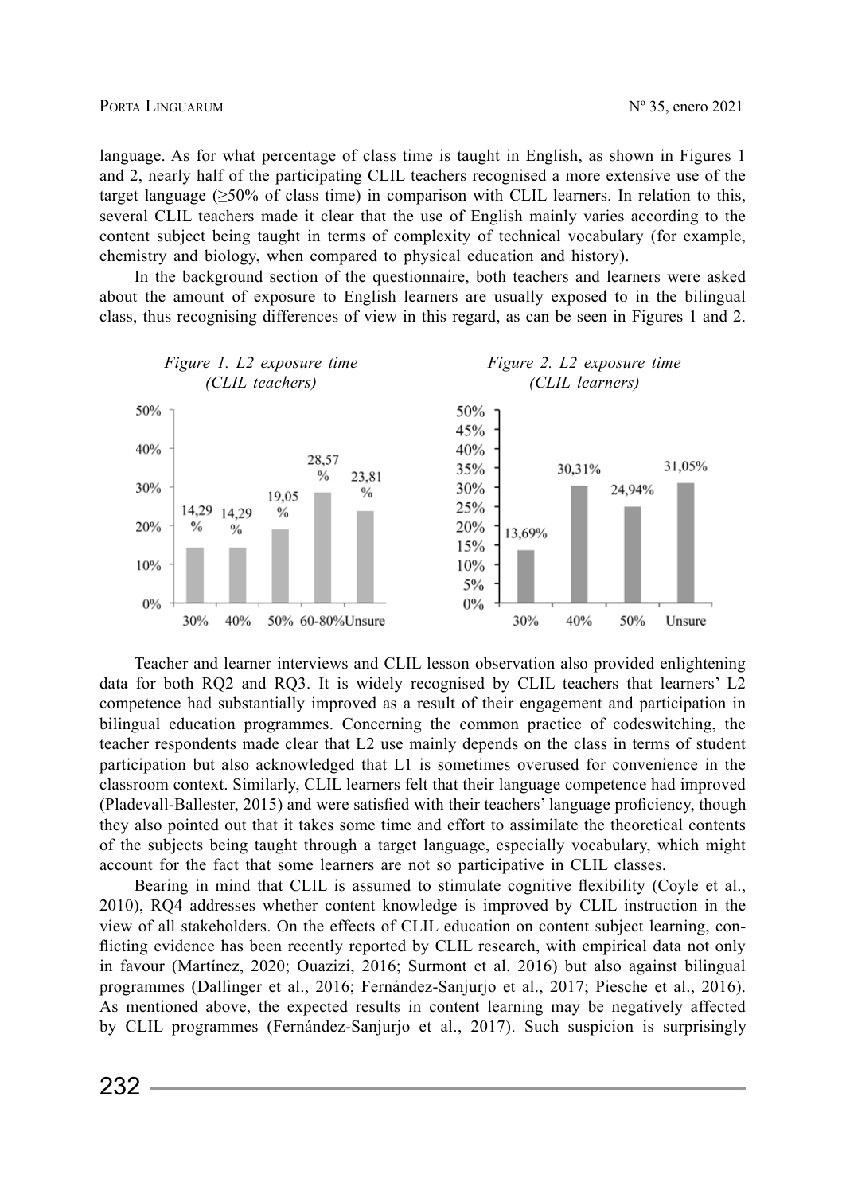language. As for what percentage of class time is taught in English, as shown in Figures 1 and 2, nearly half of the participating CLIL teachers recognised a more extensive use of the target language (≥50% of class time) in comparison with CLIL learners. In relation to this, several CLIL teachers made it clear that the use of English mainly varies according to the content subject being taught in terms of complexity of technical vocabulary (for example, chemistry and biology, when compared to physical education and history).

In the background section of the questionnaire, both teachers and learners were asked about the amount of exposure to English learners are usually exposed to in the bilingual class, thus recognising differences of view in this regard, as can be seen in Figures 1 and 2.

*Figure 1. L2 exposure time (CLIL teachers)*

| L2 exposure time | CLIL teachers |
|---|---|
| 30% | 14,29 % |
| 40% | 14,29 % |
| 50% | 19,05 % |
| 60-80% | 28,57 % |
| Unsure | 23,81 % |

*Figure 2. L2 exposure time (CLIL learners)*

| L2 exposure time | CLIL learners |
|---|---|
| 30% | 13,69% |
| 40% | 30,31% |
| 50% | 24,94% |
| Unsure | 31,05% |

Teacher and learner interviews and CLIL lesson observation also provided enlightening data for both RQ2 and RQ3. It is widely recognised by CLIL teachers that learners' L2 competence had substantially improved as a result of their engagement and participation in bilingual education programmes. Concerning the common practice of codeswitching, the teacher respondents made clear that L2 use mainly depends on the class in terms of student participation but also acknowledged that L1 is sometimes overused for convenience in the classroom context. Similarly, CLIL learners felt that their language competence had improved (Pladevall-Ballester, 2015) and were satisfied with their teachers' language proficiency, though they also pointed out that it takes some time and effort to assimilate the theoretical contents of the subjects being taught through a target language, especially vocabulary, which might account for the fact that some learners are not so participative in CLIL classes.

Bearing in mind that CLIL is assumed to stimulate cognitive flexibility (Coyle et al., 2010), RQ4 addresses whether content knowledge is improved by CLIL instruction in the view of all stakeholders. On the effects of CLIL education on content subject learning, conflicting evidence has been recently reported by CLIL research, with empirical data not only in favour (Martínez, 2020; Ouazizi, 2016; Surmont et al. 2016) but also against bilingual programmes (Dallinger et al., 2016; Fernández-Sanjurjo et al., 2017; Piesche et al., 2016). As mentioned above, the expected results in content learning may be negatively affected by CLIL programmes (Fernández-Sanjurjo et al., 2017). Such suspicion is surprisingly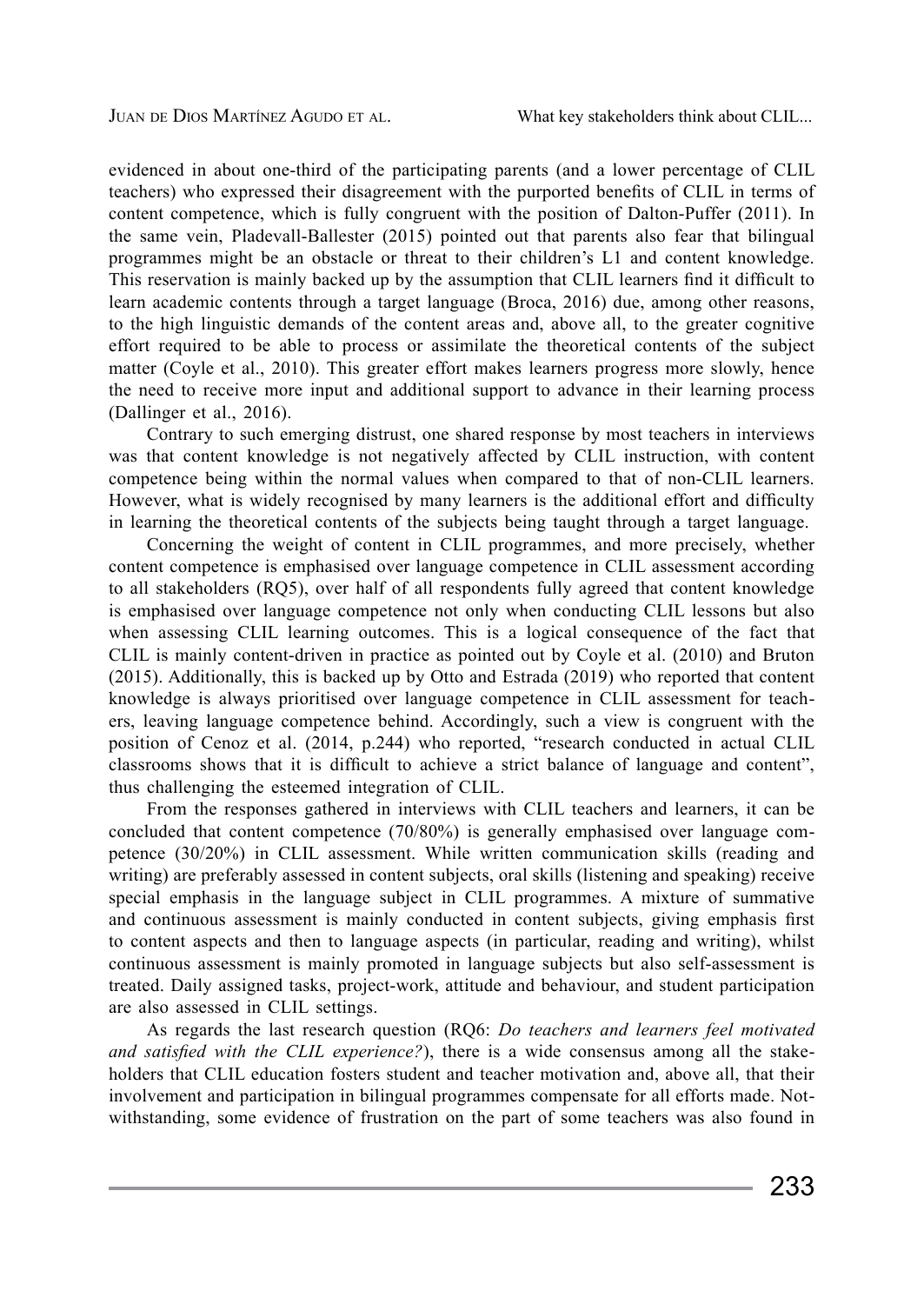evidenced in about one-third of the participating parents (and a lower percentage of CLIL teachers) who expressed their disagreement with the purported benefits of CLIL in terms of content competence, which is fully congruent with the position of Dalton-Puffer (2011). In the same vein, Pladevall-Ballester (2015) pointed out that parents also fear that bilingual programmes might be an obstacle or threat to their children's L1 and content knowledge. This reservation is mainly backed up by the assumption that CLIL learners find it difficult to learn academic contents through a target language (Broca, 2016) due, among other reasons, to the high linguistic demands of the content areas and, above all, to the greater cognitive effort required to be able to process or assimilate the theoretical contents of the subject matter (Coyle et al., 2010). This greater effort makes learners progress more slowly, hence the need to receive more input and additional support to advance in their learning process (Dallinger et al., 2016).

Contrary to such emerging distrust, one shared response by most teachers in interviews was that content knowledge is not negatively affected by CLIL instruction, with content competence being within the normal values when compared to that of non-CLIL learners. However, what is widely recognised by many learners is the additional effort and difficulty in learning the theoretical contents of the subjects being taught through a target language.

Concerning the weight of content in CLIL programmes, and more precisely, whether content competence is emphasised over language competence in CLIL assessment according to all stakeholders (RQ5), over half of all respondents fully agreed that content knowledge is emphasised over language competence not only when conducting CLIL lessons but also when assessing CLIL learning outcomes. This is a logical consequence of the fact that CLIL is mainly content-driven in practice as pointed out by Coyle et al. (2010) and Bruton (2015). Additionally, this is backed up by Otto and Estrada (2019) who reported that content knowledge is always prioritised over language competence in CLIL assessment for teachers, leaving language competence behind. Accordingly, such a view is congruent with the position of Cenoz et al. (2014, p.244) who reported, "research conducted in actual CLIL classrooms shows that it is difficult to achieve a strict balance of language and content", thus challenging the esteemed integration of CLIL.

From the responses gathered in interviews with CLIL teachers and learners, it can be concluded that content competence (70/80%) is generally emphasised over language competence (30/20%) in CLIL assessment. While written communication skills (reading and writing) are preferably assessed in content subjects, oral skills (listening and speaking) receive special emphasis in the language subject in CLIL programmes. A mixture of summative and continuous assessment is mainly conducted in content subjects, giving emphasis first to content aspects and then to language aspects (in particular, reading and writing), whilst continuous assessment is mainly promoted in language subjects but also self-assessment is treated. Daily assigned tasks, project-work, attitude and behaviour, and student participation are also assessed in CLIL settings.

As regards the last research question (RQ6: *Do teachers and learners feel motivated and satisfied with the CLIL experience?*), there is a wide consensus among all the stakeholders that CLIL education fosters student and teacher motivation and, above all, that their involvement and participation in bilingual programmes compensate for all efforts made. Notwithstanding, some evidence of frustration on the part of some teachers was also found in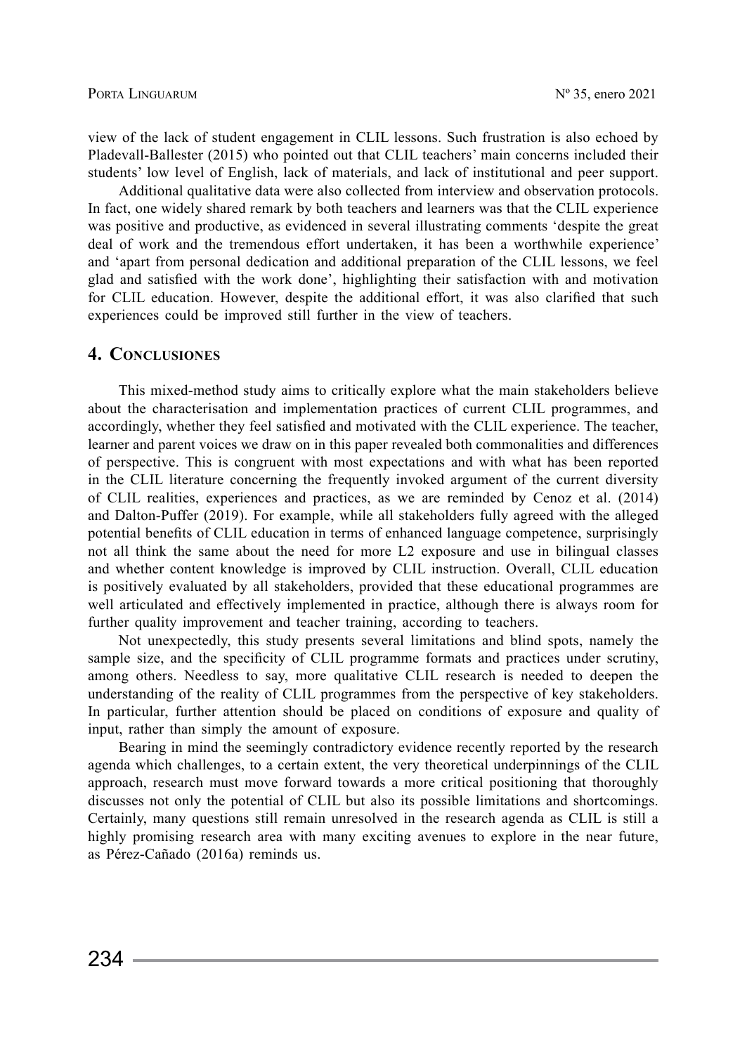view of the lack of student engagement in CLIL lessons. Such frustration is also echoed by Pladevall-Ballester (2015) who pointed out that CLIL teachers' main concerns included their students' low level of English, lack of materials, and lack of institutional and peer support.

Additional qualitative data were also collected from interview and observation protocols. In fact, one widely shared remark by both teachers and learners was that the CLIL experience was positive and productive, as evidenced in several illustrating comments 'despite the great deal of work and the tremendous effort undertaken, it has been a worthwhile experience' and 'apart from personal dedication and additional preparation of the CLIL lessons, we feel glad and satisfied with the work done', highlighting their satisfaction with and motivation for CLIL education. However, despite the additional effort, it was also clarified that such experiences could be improved still further in the view of teachers.

## 4. Conclusiones

This mixed-method study aims to critically explore what the main stakeholders believe about the characterisation and implementation practices of current CLIL programmes, and accordingly, whether they feel satisfied and motivated with the CLIL experience. The teacher, learner and parent voices we draw on in this paper revealed both commonalities and differences of perspective. This is congruent with most expectations and with what has been reported in the CLIL literature concerning the frequently invoked argument of the current diversity of CLIL realities, experiences and practices, as we are reminded by Cenoz et al. (2014) and Dalton-Puffer (2019). For example, while all stakeholders fully agreed with the alleged potential benefits of CLIL education in terms of enhanced language competence, surprisingly not all think the same about the need for more L2 exposure and use in bilingual classes and whether content knowledge is improved by CLIL instruction. Overall, CLIL education is positively evaluated by all stakeholders, provided that these educational programmes are well articulated and effectively implemented in practice, although there is always room for further quality improvement and teacher training, according to teachers.

Not unexpectedly, this study presents several limitations and blind spots, namely the sample size, and the specificity of CLIL programme formats and practices under scrutiny, among others. Needless to say, more qualitative CLIL research is needed to deepen the understanding of the reality of CLIL programmes from the perspective of key stakeholders. In particular, further attention should be placed on conditions of exposure and quality of input, rather than simply the amount of exposure.

Bearing in mind the seemingly contradictory evidence recently reported by the research agenda which challenges, to a certain extent, the very theoretical underpinnings of the CLIL approach, research must move forward towards a more critical positioning that thoroughly discusses not only the potential of CLIL but also its possible limitations and shortcomings. Certainly, many questions still remain unresolved in the research agenda as CLIL is still a highly promising research area with many exciting avenues to explore in the near future, as Pérez-Cañado (2016a) reminds us.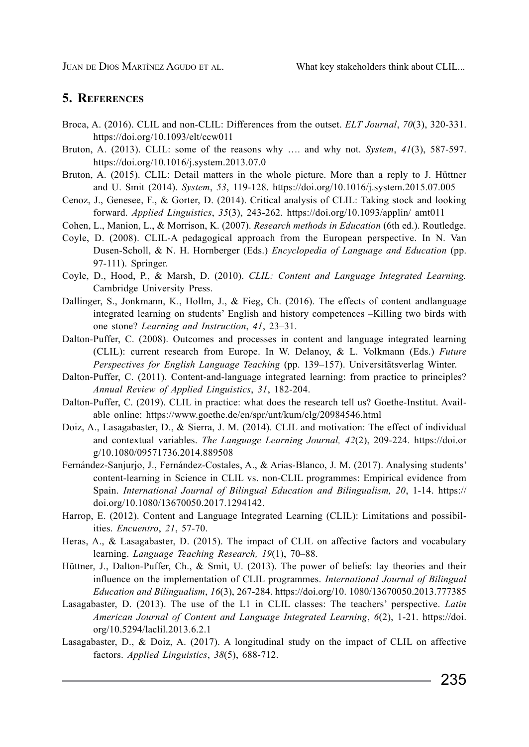## 5. References

Broca, A. (2016). CLIL and non-CLIL: Differences from the outset. *ELT Journal*, *70*(3), 320-331. https://doi.org/10.1093/elt/ccw011

Bruton, A. (2013). CLIL: some of the reasons why …. and why not. *System*, *41*(3), 587-597. https://doi.org/10.1016/j.system.2013.07.0

Bruton, A. (2015). CLIL: Detail matters in the whole picture. More than a reply to J. Hüttner and U. Smit (2014). *System*, *53*, 119-128. https://doi.org/10.1016/j.system.2015.07.005

Cenoz, J., Genesee, F., & Gorter, D. (2014). Critical analysis of CLIL: Taking stock and looking forward. *Applied Linguistics*, *35*(3), 243-262. https://doi.org/10.1093/applin/ amt011

Cohen, L., Manion, L., & Morrison, K. (2007). *Research methods in Education* (6th ed.). Routledge.

Coyle, D. (2008). CLIL-A pedagogical approach from the European perspective. In N. Van Dusen-Scholl, & N. H. Hornberger (Eds.) *Encyclopedia of Language and Education* (pp. 97-111). Springer.

Coyle, D., Hood, P., & Marsh, D. (2010). *CLIL: Content and Language Integrated Learning.* Cambridge University Press.

Dallinger, S., Jonkmann, K., Hollm, J., & Fieg, Ch. (2016). The effects of content andlanguage integrated learning on students' English and history competences –Killing two birds with one stone? *Learning and Instruction*, *41*, 23–31.

Dalton-Puffer, C. (2008). Outcomes and processes in content and language integrated learning (CLIL): current research from Europe. In W. Delanoy, & L. Volkmann (Eds.) *Future Perspectives for English Language Teaching* (pp. 139–157). Universitätsverlag Winter.

Dalton-Puffer, C. (2011). Content-and-language integrated learning: from practice to principles? *Annual Review of Applied Linguistics*, *31*, 182-204.

Dalton-Puffer, C. (2019). CLIL in practice: what does the research tell us? Goethe-Institut. Available online: https://www.goethe.de/en/spr/unt/kum/clg/20984546.html

Doiz, A., Lasagabaster, D., & Sierra, J. M. (2014). CLIL and motivation: The effect of individual and contextual variables. *The Language Learning Journal, 42*(2), 209-224. https://doi.org/10.1080/09571736.2014.889508

Fernández-Sanjurjo, J., Fernández-Costales, A., & Arias-Blanco, J. M. (2017). Analysing students' content-learning in Science in CLIL vs. non-CLIL programmes: Empirical evidence from Spain. *International Journal of Bilingual Education and Bilingualism, 20*, 1-14. https://doi.org/10.1080/13670050.2017.1294142.

Harrop, E. (2012). Content and Language Integrated Learning (CLIL): Limitations and possibilities. *Encuentro*, *21*, 57-70.

Heras, A., & Lasagabaster, D. (2015). The impact of CLIL on affective factors and vocabulary learning. *Language Teaching Research, 19*(1), 70–88.

Hüttner, J., Dalton-Puffer, Ch., & Smit, U. (2013). The power of beliefs: lay theories and their influence on the implementation of CLIL programmes. *International Journal of Bilingual Education and Bilingualism*, *16*(3), 267-284. https://doi.org/10. 1080/13670050.2013.777385

Lasagabaster, D. (2013). The use of the L1 in CLIL classes: The teachers' perspective. *Latin American Journal of Content and Language Integrated Learning*, *6*(2), 1-21. https://doi.org/10.5294/laclil.2013.6.2.1

Lasagabaster, D., & Doiz, A. (2017). A longitudinal study on the impact of CLIL on affective factors. *Applied Linguistics*, *38*(5), 688-712.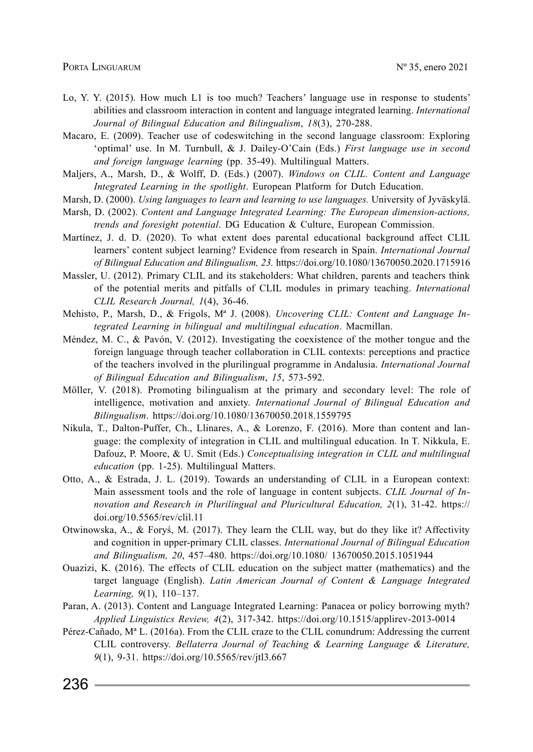Lo, Y. Y. (2015). How much L1 is too much? Teachers' language use in response to students' abilities and classroom interaction in content and language integrated learning. *International Journal of Bilingual Education and Bilingualism*, *18*(3), 270-288.

Macaro, E. (2009). Teacher use of codeswitching in the second language classroom: Exploring 'optimal' use. In M. Turnbull, & J. Dailey-O'Cain (Eds.) *First language use in second and foreign language learning* (pp. 35-49). Multilingual Matters.

Maljers, A., Marsh, D., & Wolff, D. (Eds.) (2007). *Windows on CLIL. Content and Language Integrated Learning in the spotlight*. European Platform for Dutch Education.

Marsh, D. (2000). *Using languages to learn and learning to use languages.* University of Jyväskylä.

Marsh, D. (2002). *Content and Language Integrated Learning: The European dimension-actions, trends and foresight potential*. DG Education & Culture, European Commission.

Martínez, J. d. D. (2020). To what extent does parental educational background affect CLIL learners' content subject learning? Evidence from research in Spain. *International Journal of Bilingual Education and Bilingualism, 23.* https://doi.org/10.1080/13670050.2020.1715916

Massler, U. (2012). Primary CLIL and its stakeholders: What children, parents and teachers think of the potential merits and pitfalls of CLIL modules in primary teaching. *International CLIL Research Journal, 1*(4), 36-46.

Mehisto, P., Marsh, D., & Frigols, Mª J. (2008). *Uncovering CLIL: Content and Language Integrated Learning in bilingual and multilingual education*. Macmillan.

Méndez, M. C., & Pavón, V. (2012). Investigating the coexistence of the mother tongue and the foreign language through teacher collaboration in CLIL contexts: perceptions and practice of the teachers involved in the plurilingual programme in Andalusia. *International Journal of Bilingual Education and Bilingualism*, *15*, 573-592.

Möller, V. (2018). Promoting bilingualism at the primary and secondary level: The role of intelligence, motivation and anxiety. *International Journal of Bilingual Education and Bilingualism*. https://doi.org/10.1080/13670050.2018.1559795

Nikula, T., Dalton-Puffer, Ch., Llinares, A., & Lorenzo, F. (2016). More than content and language: the complexity of integration in CLIL and multilingual education. In T. Nikkula, E. Dafouz, P. Moore, & U. Smit (Eds.) *Conceptualising integration in CLIL and multilingual education* (pp. 1-25). Multilingual Matters.

Otto, A., & Estrada, J. L. (2019). Towards an understanding of CLIL in a European context: Main assessment tools and the role of language in content subjects. *CLIL Journal of Innovation and Research in Plurilingual and Pluricultural Education, 2*(1), 31-42. https://doi.org/10.5565/rev/clil.11

Otwinowska, A., & Foryś, M. (2017). They learn the CLIL way, but do they like it? Affectivity and cognition in upper-primary CLIL classes. *International Journal of Bilingual Education and Bilingualism, 20*, 457–480. https://doi.org/10.1080/ 13670050.2015.1051944

Ouazizi, K. (2016). The effects of CLIL education on the subject matter (mathematics) and the target language (English). *Latin American Journal of Content & Language Integrated Learning, 9*(1), 110–137.

Paran, A. (2013). Content and Language Integrated Learning: Panacea or policy borrowing myth? *Applied Linguistics Review, 4*(2), 317-342. https://doi.org/10.1515/applirev-2013-0014

Pérez-Cañado, Mª L. (2016a). From the CLIL craze to the CLIL conundrum: Addressing the current CLIL controversy. *Bellaterra Journal of Teaching & Learning Language & Literature, 9*(1), 9-31. https://doi.org/10.5565/rev/jtl3.667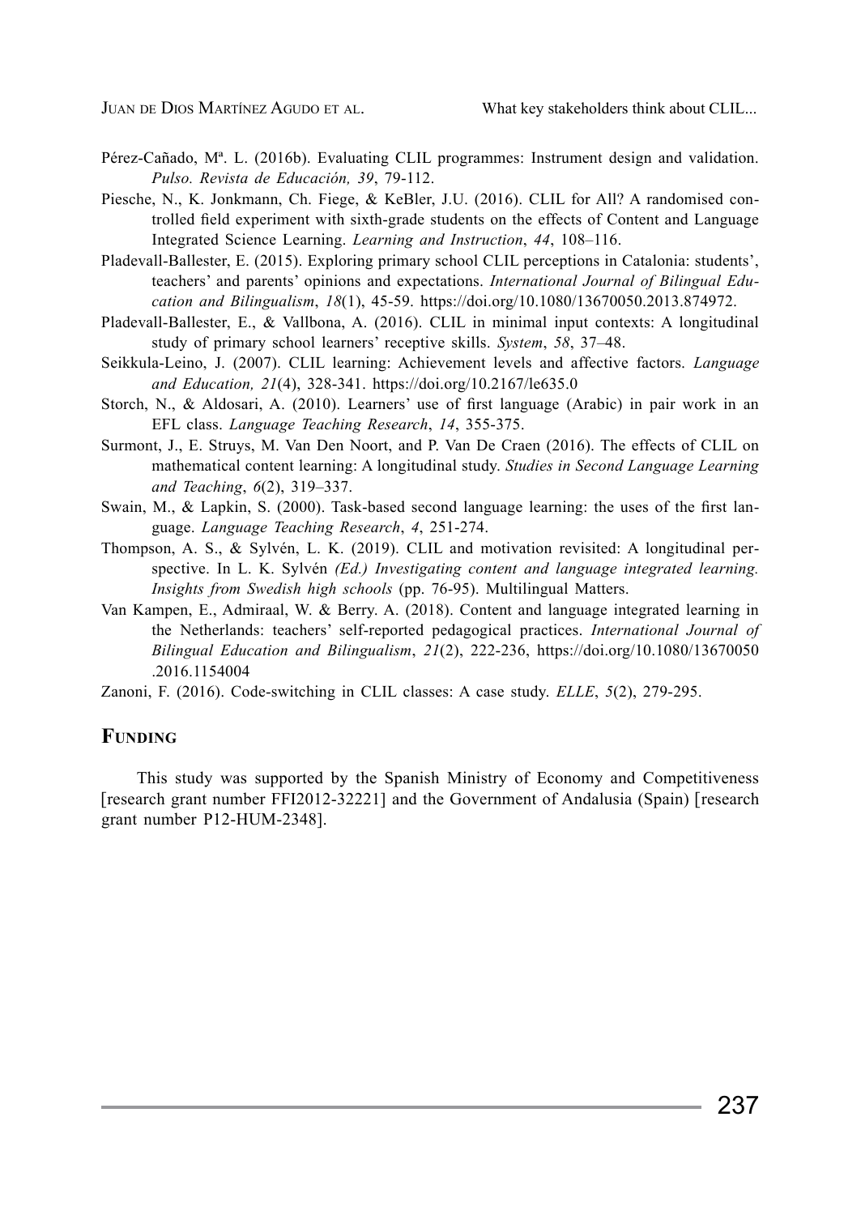Pérez-Cañado, Mª. L. (2016b). Evaluating CLIL programmes: Instrument design and validation. *Pulso. Revista de Educación, 39*, 79-112.

Piesche, N., K. Jonkmann, Ch. Fiege, & KeBler, J.U. (2016). CLIL for All? A randomised controlled field experiment with sixth-grade students on the effects of Content and Language Integrated Science Learning. *Learning and Instruction*, *44*, 108–116.

Pladevall-Ballester, E. (2015). Exploring primary school CLIL perceptions in Catalonia: students', teachers' and parents' opinions and expectations. *International Journal of Bilingual Education and Bilingualism*, *18*(1), 45-59. https://doi.org/10.1080/13670050.2013.874972.

Pladevall-Ballester, E., & Vallbona, A. (2016). CLIL in minimal input contexts: A longitudinal study of primary school learners' receptive skills. *System*, *58*, 37–48.

Seikkula-Leino, J. (2007). CLIL learning: Achievement levels and affective factors. *Language and Education, 21*(4), 328-341. https://doi.org/10.2167/le635.0

Storch, N., & Aldosari, A. (2010). Learners' use of first language (Arabic) in pair work in an EFL class. *Language Teaching Research*, *14*, 355-375.

Surmont, J., E. Struys, M. Van Den Noort, and P. Van De Craen (2016). The effects of CLIL on mathematical content learning: A longitudinal study. *Studies in Second Language Learning and Teaching*, *6*(2), 319–337.

Swain, M., & Lapkin, S. (2000). Task-based second language learning: the uses of the first language. *Language Teaching Research*, *4*, 251-274.

Thompson, A. S., & Sylvén, L. K. (2019). CLIL and motivation revisited: A longitudinal perspective. In L. K. Sylvén *(Ed.) Investigating content and language integrated learning. Insights from Swedish high schools* (pp. 76-95). Multilingual Matters.

Van Kampen, E., Admiraal, W. & Berry. A. (2018). Content and language integrated learning in the Netherlands: teachers' self-reported pedagogical practices. *International Journal of Bilingual Education and Bilingualism*, *21*(2), 222-236, https://doi.org/10.1080/13670050.2016.1154004

Zanoni, F. (2016). Code-switching in CLIL classes: A case study. *ELLE*, *5*(2), 279-295.

## Funding

This study was supported by the Spanish Ministry of Economy and Competitiveness [research grant number FFI2012-32221] and the Government of Andalusia (Spain) [research grant number P12-HUM-2348].